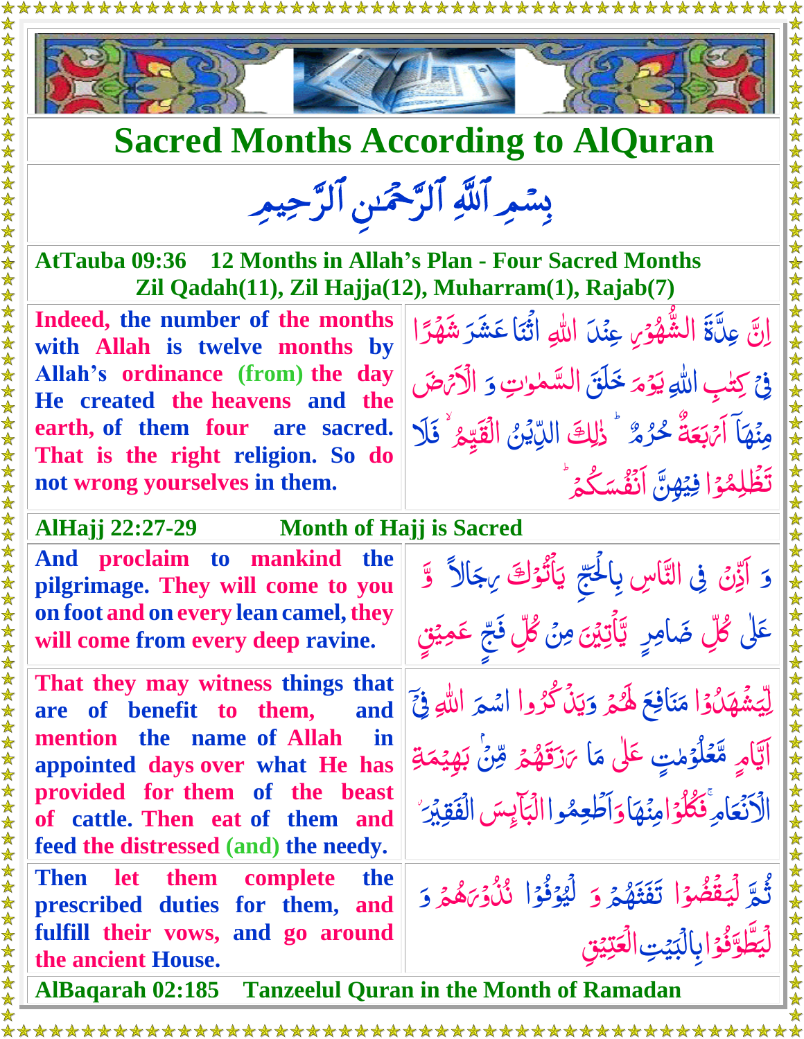# Sacred Months According to AlQuran

بِسۡمِ ٱللَّهِ ٱلرَّحۡمَٰنِ ٱلرَّحِيمِ

**AtTauba 09:36 12 Months in Allah's Plan - Four Sacred Months**
**Zil Qadah(11), Zil Hajja(12), Muharram(1), Rajab(7)**

| | |
|---|---|
| **Indeed, the number of the months with Allah is twelve months by Allah's ordinance (from) the day He created the heavens and the earth, of them four are sacred. That is the right religion. So do not wrong yourselves in them.** | اِنَّ عِدَّةَ الشُّهُوۡرِ عِنۡدَ اللّٰهِ اثۡنَا عَشَرَ شَهۡرًا فِىۡ كِتٰبِ اللّٰهِ يَوۡمَ خَلَقَ السَّمٰوٰتِ وَ الۡاَرۡضَ مِنۡهَاۤ اَرۡبَعَةٌ حُرُمٌ ؕ ذٰ لِكَ الدِّيۡنُ الۡقَيِّمُ ۙ فَلَا تَظۡلِمُوۡا فِيۡهِنَّ اَنۡفُسَكُمۡ ؕ |

**AlHajj 22:27-29 Month of Hajj is Sacred**

| | |
|---|---|
| **And proclaim to mankind the pilgrimage. They will come to you on foot and on every lean camel, they will come from every deep ravine.** | وَ اَذِّنۡ فِى النَّاسِ بِالۡحَجِّ يَاۡتُوۡكَ رِجَالًا وَّ عَلٰى كُلِّ ضَامِرٍ يَّاۡتِيۡنَ مِنۡ كُلِّ فَجٍّ عَمِيۡقٍ |
| **That they may witness things that are of benefit to them, and mention the name of Allah in appointed days over what He has provided for them of the beast of cattle. Then eat of them and feed the distressed (and) the needy.** | لِّيَشۡهَدُوۡا مَنَافِعَ لَهُمۡ وَيَذۡكُرُوا اسۡمَ اللّٰهِ فِىۡۤ اَيَّامٍ مَّعۡلُوۡمٰتٍ عَلٰى مَا رَزَقَهُمۡ مِّنۡۢ بَهِيۡمَةِ الۡاَنۡعَامِ‌ ۚ فَكُلُوۡا مِنۡهَا وَاَطۡعِمُوا الۡبَآٮِٕسَ الۡفَقِيۡرَ |
| **Then let them complete the prescribed duties for them, and fulfill their vows, and go around the ancient House.** | ثُمَّ لۡيَقۡضُوۡا تَفَثَهُمۡ وَ لۡيُوۡفُوۡا نُذُوۡرَهُمۡ وَ لۡيَطَّوَّفُوۡا بِالۡبَيۡتِ الۡعَتِيۡقِ |

**AlBaqarah 02:185 Tanzeelul Quran in the Month of Ramadan**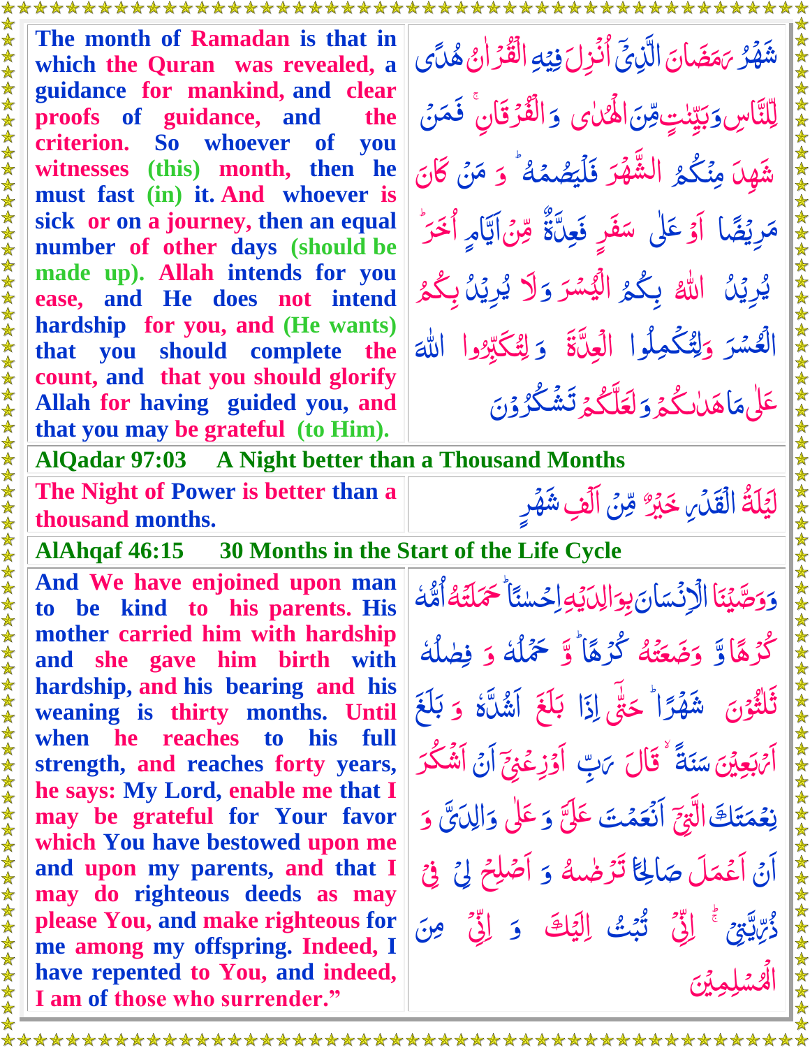| | |
|---|---|
| The month of Ramadan is that in which the Quran was revealed, a guidance for mankind, and clear proofs of guidance, and the criterion. So whoever of you witnesses (this) month, then he must fast (in) it. And whoever is sick or on a journey, then an equal number of other days (should be made up). Allah intends for you ease, and He does not intend hardship for you, and (He wants) that you should complete the count, and that you should glorify Allah for having guided you, and that you may be grateful (to Him). | شَهْرُ رَمَضَانَ الَّذِیْٓ اُنْزِلَ فِیْهِ الْقُرْاٰنُ هُدًى لِّلنَّاسِ وَبَیِّنٰتٍ مِّنَ الْهُدٰى وَ الْفُرْقَانِ ۚ فَمَنْ شَهِدَ مِنْكُمُ الشَّهْرَ فَلْیَصُمْهُ ؕ وَ مَنْ كَانَ مَرِیْضًا اَوْ عَلٰى سَفَرٍ فَعِدَّةٌ مِّنْ اَیَّامٍ اُخَرَ ؕ یُرِیْدُ اللّٰهُ بِكُمُ الْیُسْرَ وَلَا یُرِیْدُ بِكُمُ الْعُسْرَ وَلِتُكْمِلُوا الْعِدَّةَ وَ لِتُكَبِّرُوا اللّٰهَ عَلٰى مَا هَدٰىكُمْ وَ لَعَلَّكُمْ تَشْكُرُوْنَ |
| **AlQadar 97:03 A Night better than a Thousand Months** | |
| The Night of Power is better than a thousand months. | لَیْلَةُ الْقَدْرِ خَیْرٌ مِّنْ اَلْفِ شَهْرٍ |
| **AlAhqaf 46:15 30 Months in the Start of the Life Cycle** | |
| And We have enjoined upon man to be kind to his parents. His mother carried him with hardship and she gave him birth with hardship, and his bearing and his weaning is thirty months. Until when he reaches to his full strength, and reaches forty years, he says: My Lord, enable me that I may be grateful for Your favor which You have bestowed upon me and upon my parents, and that I may do righteous deeds as may please You, and make righteous for me among my offspring. Indeed, I have repented to You, and indeed, I am of those who surrender." | وَوَصَّیْنَا الْاِنْسَانَ بِوَالِدَیْهِ اِحْسٰنًا ؕ حَمَلَتْهُ اُمُّهٗ كُرْهًا وَّ وَضَعَتْهُ كُرْهًا ؕ وَّ حَمْلُهٗ وَ فِصٰلُهٗ ثَلٰثُوْنَ شَهْرًا ؕ حَتّٰٓى اِذَا بَلَغَ اَشُدَّهٗ وَ بَلَغَ اَرْبَعِیْنَ سَنَةً ۙ قَالَ رَبِّ اَوْزِعْنِیْٓ اَنْ اَشْكُرَ نِعْمَتَكَ الَّتِیْٓ اَنْعَمْتَ عَلَیَّ وَ عَلٰى وَالِدَیَّ وَ اَنْ اَعْمَلَ صَالِحًا تَرْضٰىهُ وَ اَصْلِحْ لِیْ فِیْ ذُرِّیَّتِیْ ۚؕ اِنِّیْ تُبْتُ اِلَیْكَ وَ اِنِّیْ مِنَ الْمُسْلِمِیْنَ |